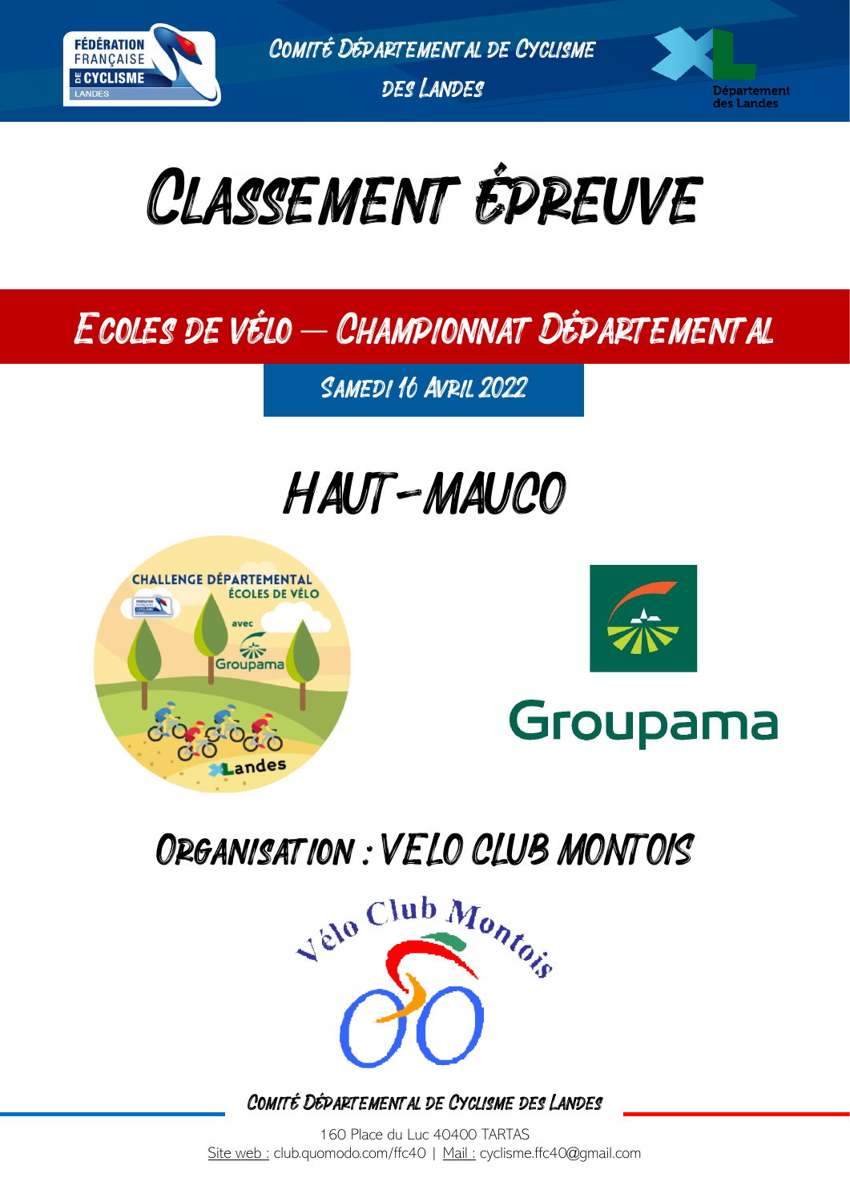Comité Départemental de Cyclisme des Landes

# Classement Épreuve

## Ecoles de vélo – Championnat Départemental

Samedi 16 Avril 2022

# HAUT-MAUCO

## Organisation : VELO CLUB MONTOIS

Comité Départemental de Cyclisme des Landes

160 Place du Luc 40400 TARTAS
Site web : club.quomodo.com/ffc40 | Mail : cyclisme.ffc40@gmail.com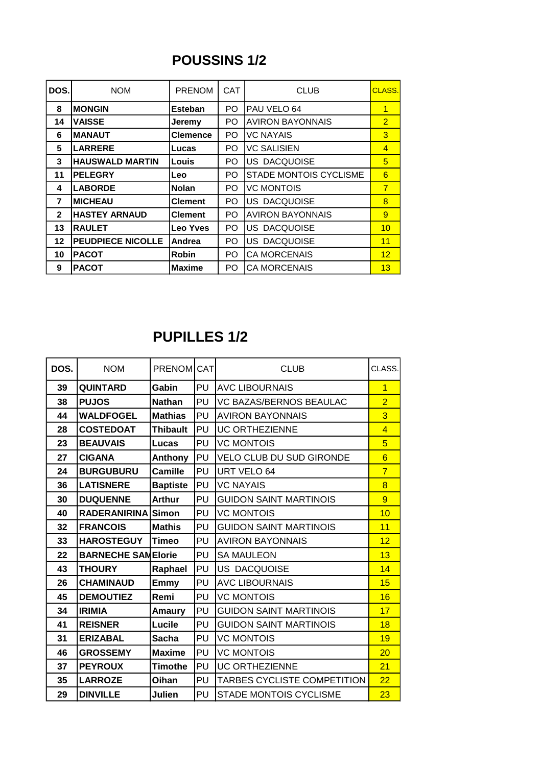## POUSSINS 1/2

| DOS. | NOM | PRENOM | CAT | CLUB | CLASS. |
|---|---|---|---|---|---|
| 8 | **MONGIN** | **Esteban** | PO | PAU VELO 64 | 1 |
| 14 | **VAISSE** | **Jeremy** | PO | AVIRON BAYONNAIS | 2 |
| 6 | **MANAUT** | **Clemence** | PO | VC NAYAIS | 3 |
| 5 | **LARRERE** | **Lucas** | PO | VC SALISIEN | 4 |
| 3 | **HAUSWALD MARTIN** | **Louis** | PO | US DACQUOISE | 5 |
| 11 | **PELEGRY** | **Leo** | PO | STADE MONTOIS CYCLISME | 6 |
| 4 | **LABORDE** | **Nolan** | PO | VC MONTOIS | 7 |
| 7 | **MICHEAU** | **Clement** | PO | US DACQUOISE | 8 |
| 2 | **HASTEY ARNAUD** | **Clement** | PO | AVIRON BAYONNAIS | 9 |
| 13 | **RAULET** | **Leo Yves** | PO | US DACQUOISE | 10 |
| 12 | **PEUDPIECE NICOLLE** | **Andrea** | PO | US DACQUOISE | 11 |
| 10 | **PACOT** | **Robin** | PO | CA MORCENAIS | 12 |
| 9 | **PACOT** | **Maxime** | PO | CA MORCENAIS | 13 |

## PUPILLES 1/2

| DOS. | NOM | PRENOM | CAT | CLUB | CLASS. |
|---|---|---|---|---|---|
| 39 | **QUINTARD** | **Gabin** | PU | AVC LIBOURNAIS | 1 |
| 38 | **PUJOS** | **Nathan** | PU | VC BAZAS/BERNOS BEAULAC | 2 |
| 44 | **WALDFOGEL** | **Mathias** | PU | AVIRON BAYONNAIS | 3 |
| 28 | **COSTEDOAT** | **Thibault** | PU | UC ORTHEZIENNE | 4 |
| 23 | **BEAUVAIS** | **Lucas** | PU | VC MONTOIS | 5 |
| 27 | **CIGANA** | **Anthony** | PU | VELO CLUB DU SUD GIRONDE | 6 |
| 24 | **BURGUBURU** | **Camille** | PU | URT VELO 64 | 7 |
| 36 | **LATISNERE** | **Baptiste** | PU | VC NAYAIS | 8 |
| 30 | **DUQUENNE** | **Arthur** | PU | GUIDON SAINT MARTINOIS | 9 |
| 40 | **RADERANIRINA** | **Simon** | PU | VC MONTOIS | 10 |
| 32 | **FRANCOIS** | **Mathis** | PU | GUIDON SAINT MARTINOIS | 11 |
| 33 | **HAROSTEGUY** | **Timeo** | PU | AVIRON BAYONNAIS | 12 |
| 22 | **BARNECHE SAM** | **Elorie** | PU | SA MAULEON | 13 |
| 43 | **THOURY** | **Raphael** | PU | US DACQUOISE | 14 |
| 26 | **CHAMINAUD** | **Emmy** | PU | AVC LIBOURNAIS | 15 |
| 45 | **DEMOUTIEZ** | **Remi** | PU | VC MONTOIS | 16 |
| 34 | **IRIMIA** | **Amaury** | PU | GUIDON SAINT MARTINOIS | 17 |
| 41 | **REISNER** | **Lucile** | PU | GUIDON SAINT MARTINOIS | 18 |
| 31 | **ERIZABAL** | **Sacha** | PU | VC MONTOIS | 19 |
| 46 | **GROSSEMY** | **Maxime** | PU | VC MONTOIS | 20 |
| 37 | **PEYROUX** | **Timothe** | PU | UC ORTHEZIENNE | 21 |
| 35 | **LARROZE** | **Oihan** | PU | TARBES CYCLISTE COMPETITION | 22 |
| 29 | **DINVILLE** | **Julien** | PU | STADE MONTOIS CYCLISME | 23 |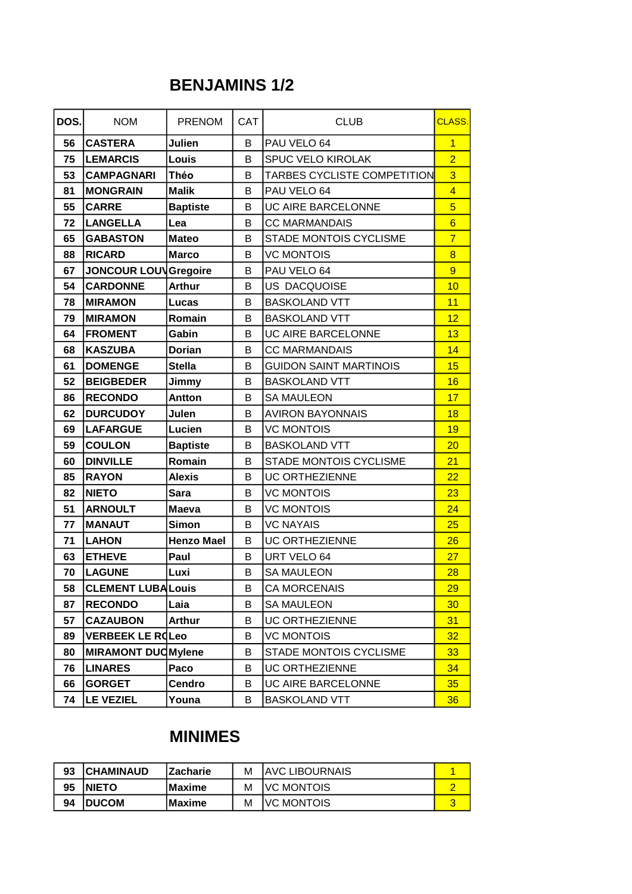## BENJAMINS 1/2

| DOS. | NOM | PRENOM | CAT | CLUB | CLASS. |
|---|---|---|---|---|---|
| 56 | CASTERA | Julien | B | PAU VELO 64 | 1 |
| 75 | LEMARCIS | Louis | B | SPUC VELO KIROLAK | 2 |
| 53 | CAMPAGNARI | Théo | B | TARBES CYCLISTE COMPETITION | 3 |
| 81 | MONGRAIN | Malik | B | PAU VELO 64 | 4 |
| 55 | CARRE | Baptiste | B | UC AIRE BARCELONNE | 5 |
| 72 | LANGELLA | Lea | B | CC MARMANDAIS | 6 |
| 65 | GABASTON | Mateo | B | STADE MONTOIS CYCLISME | 7 |
| 88 | RICARD | Marco | B | VC MONTOIS | 8 |
| 67 | JONCOUR LOUV | Gregoire | B | PAU VELO 64 | 9 |
| 54 | CARDONNE | Arthur | B | US DACQUOISE | 10 |
| 78 | MIRAMON | Lucas | B | BASKOLAND VTT | 11 |
| 79 | MIRAMON | Romain | B | BASKOLAND VTT | 12 |
| 64 | FROMENT | Gabin | B | UC AIRE BARCELONNE | 13 |
| 68 | KASZUBA | Dorian | B | CC MARMANDAIS | 14 |
| 61 | DOMENGE | Stella | B | GUIDON SAINT MARTINOIS | 15 |
| 52 | BEIGBEDER | Jimmy | B | BASKOLAND VTT | 16 |
| 86 | RECONDO | Antton | B | SA MAULEON | 17 |
| 62 | DURCUDOY | Julen | B | AVIRON BAYONNAIS | 18 |
| 69 | LAFARGUE | Lucien | B | VC MONTOIS | 19 |
| 59 | COULON | Baptiste | B | BASKOLAND VTT | 20 |
| 60 | DINVILLE | Romain | B | STADE MONTOIS CYCLISME | 21 |
| 85 | RAYON | Alexis | B | UC ORTHEZIENNE | 22 |
| 82 | NIETO | Sara | B | VC MONTOIS | 23 |
| 51 | ARNOULT | Maeva | B | VC MONTOIS | 24 |
| 77 | MANAUT | Simon | B | VC NAYAIS | 25 |
| 71 | LAHON | Henzo Mael | B | UC ORTHEZIENNE | 26 |
| 63 | ETHEVE | Paul | B | URT VELO 64 | 27 |
| 70 | LAGUNE | Luxi | B | SA MAULEON | 28 |
| 58 | CLEMENT LUBA | Louis | B | CA MORCENAIS | 29 |
| 87 | RECONDO | Laia | B | SA MAULEON | 30 |
| 57 | CAZAUBON | Arthur | B | UC ORTHEZIENNE | 31 |
| 89 | VERBEEK LE RO | Leo | B | VC MONTOIS | 32 |
| 80 | MIRAMONT DUC | Mylene | B | STADE MONTOIS CYCLISME | 33 |
| 76 | LINARES | Paco | B | UC ORTHEZIENNE | 34 |
| 66 | GORGET | Cendro | B | UC AIRE BARCELONNE | 35 |
| 74 | LE VEZIEL | Youna | B | BASKOLAND VTT | 36 |

## MINIMES

| | | | | | |
|---|---|---|---|---|---|
| 93 | CHAMINAUD | Zacharie | M | AVC LIBOURNAIS | 1 |
| 95 | NIETO | Maxime | M | VC MONTOIS | 2 |
| 94 | DUCOM | Maxime | M | VC MONTOIS | 3 |